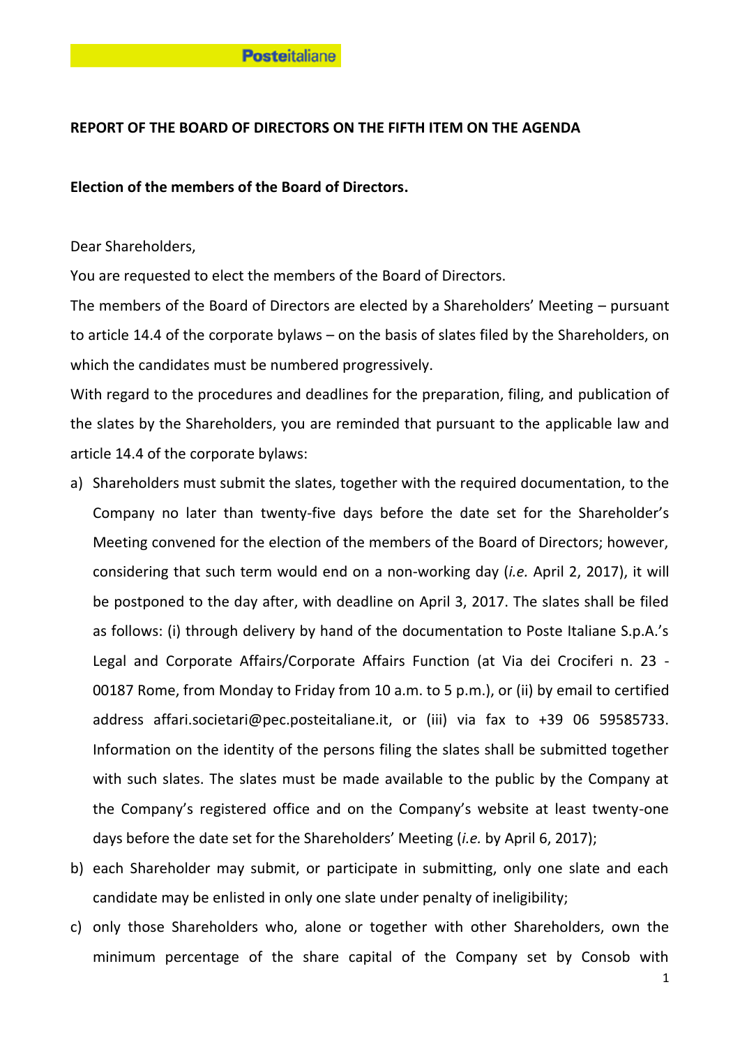**REPORT OF THE BOARD OF DIRECTORS ON THE FIFTH ITEM ON THE AGENDA**

**Election of the members of the Board of Directors.**

Dear Shareholders,

You are requested to elect the members of the Board of Directors.

The members of the Board of Directors are elected by a Shareholders' Meeting – pursuant to article 14.4 of the corporate bylaws – on the basis of slates filed by the Shareholders, on which the candidates must be numbered progressively.

With regard to the procedures and deadlines for the preparation, filing, and publication of the slates by the Shareholders, you are reminded that pursuant to the applicable law and article 14.4 of the corporate bylaws:

a) Shareholders must submit the slates, together with the required documentation, to the Company no later than twenty-five days before the date set for the Shareholder's Meeting convened for the election of the members of the Board of Directors; however, considering that such term would end on a non-working day (*i.e.* April 2, 2017), it will be postponed to the day after, with deadline on April 3, 2017. The slates shall be filed as follows: (i) through delivery by hand of the documentation to Poste Italiane S.p.A.'s Legal and Corporate Affairs/Corporate Affairs Function (at Via dei Crociferi n. 23 - 00187 Rome, from Monday to Friday from 10 a.m. to 5 p.m.), or (ii) by email to certified address affari.societari@pec.posteitaliane.it, or (iii) via fax to +39 06 59585733. Information on the identity of the persons filing the slates shall be submitted together with such slates. The slates must be made available to the public by the Company at the Company's registered office and on the Company's website at least twenty-one days before the date set for the Shareholders' Meeting (*i.e.* by April 6, 2017);

b) each Shareholder may submit, or participate in submitting, only one slate and each candidate may be enlisted in only one slate under penalty of ineligibility;

c) only those Shareholders who, alone or together with other Shareholders, own the minimum percentage of the share capital of the Company set by Consob with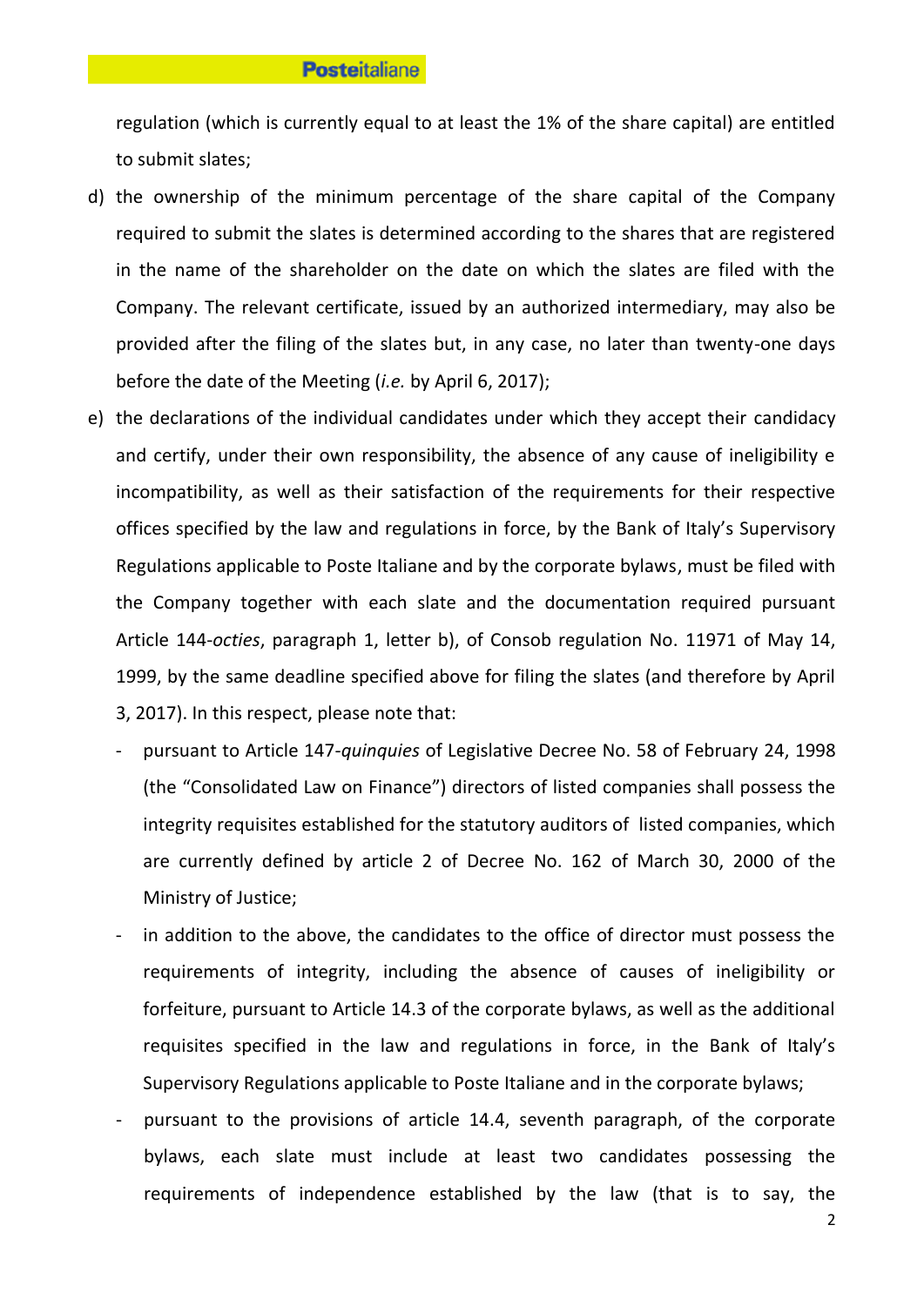regulation (which is currently equal to at least the 1% of the share capital) are entitled to submit slates;

d) the ownership of the minimum percentage of the share capital of the Company required to submit the slates is determined according to the shares that are registered in the name of the shareholder on the date on which the slates are filed with the Company. The relevant certificate, issued by an authorized intermediary, may also be provided after the filing of the slates but, in any case, no later than twenty-one days before the date of the Meeting (*i.e.* by April 6, 2017);

e) the declarations of the individual candidates under which they accept their candidacy and certify, under their own responsibility, the absence of any cause of ineligibility e incompatibility, as well as their satisfaction of the requirements for their respective offices specified by the law and regulations in force, by the Bank of Italy's Supervisory Regulations applicable to Poste Italiane and by the corporate bylaws, must be filed with the Company together with each slate and the documentation required pursuant Article 144-*octies*, paragraph 1, letter b), of Consob regulation No. 11971 of May 14, 1999, by the same deadline specified above for filing the slates (and therefore by April 3, 2017). In this respect, please note that:
   - pursuant to Article 147-*quinquies* of Legislative Decree No. 58 of February 24, 1998 (the "Consolidated Law on Finance") directors of listed companies shall possess the integrity requisites established for the statutory auditors of listed companies, which are currently defined by article 2 of Decree No. 162 of March 30, 2000 of the Ministry of Justice;
   - in addition to the above, the candidates to the office of director must possess the requirements of integrity, including the absence of causes of ineligibility or forfeiture, pursuant to Article 14.3 of the corporate bylaws, as well as the additional requisites specified in the law and regulations in force, in the Bank of Italy's Supervisory Regulations applicable to Poste Italiane and in the corporate bylaws;
   - pursuant to the provisions of article 14.4, seventh paragraph, of the corporate bylaws, each slate must include at least two candidates possessing the requirements of independence established by the law (that is to say, the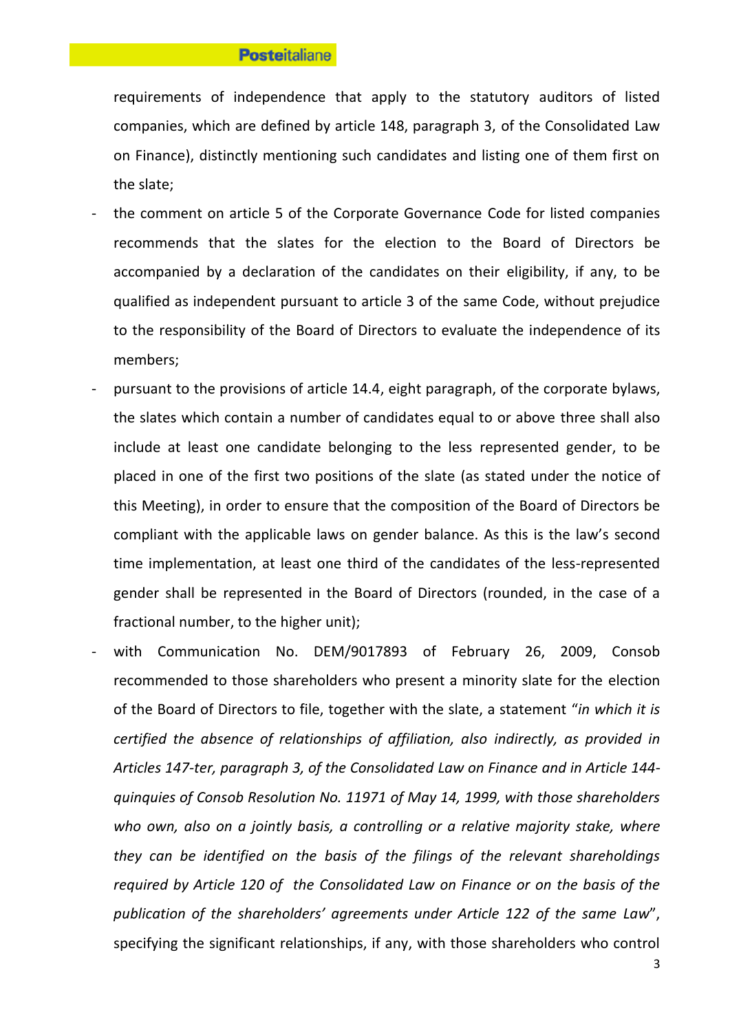requirements of independence that apply to the statutory auditors of listed companies, which are defined by article 148, paragraph 3, of the Consolidated Law on Finance), distinctly mentioning such candidates and listing one of them first on the slate;

- the comment on article 5 of the Corporate Governance Code for listed companies recommends that the slates for the election to the Board of Directors be accompanied by a declaration of the candidates on their eligibility, if any, to be qualified as independent pursuant to article 3 of the same Code, without prejudice to the responsibility of the Board of Directors to evaluate the independence of its members;
- pursuant to the provisions of article 14.4, eight paragraph, of the corporate bylaws, the slates which contain a number of candidates equal to or above three shall also include at least one candidate belonging to the less represented gender, to be placed in one of the first two positions of the slate (as stated under the notice of this Meeting), in order to ensure that the composition of the Board of Directors be compliant with the applicable laws on gender balance. As this is the law's second time implementation, at least one third of the candidates of the less-represented gender shall be represented in the Board of Directors (rounded, in the case of a fractional number, to the higher unit);
- with Communication No. DEM/9017893 of February 26, 2009, Consob recommended to those shareholders who present a minority slate for the election of the Board of Directors to file, together with the slate, a statement "*in which it is certified the absence of relationships of affiliation, also indirectly, as provided in Articles 147-ter, paragraph 3, of the Consolidated Law on Finance and in Article 144-quinquies of Consob Resolution No. 11971 of May 14, 1999, with those shareholders who own, also on a jointly basis, a controlling or a relative majority stake, where they can be identified on the basis of the filings of the relevant shareholdings required by Article 120 of the Consolidated Law on Finance or on the basis of the publication of the shareholders' agreements under Article 122 of the same Law*", specifying the significant relationships, if any, with those shareholders who control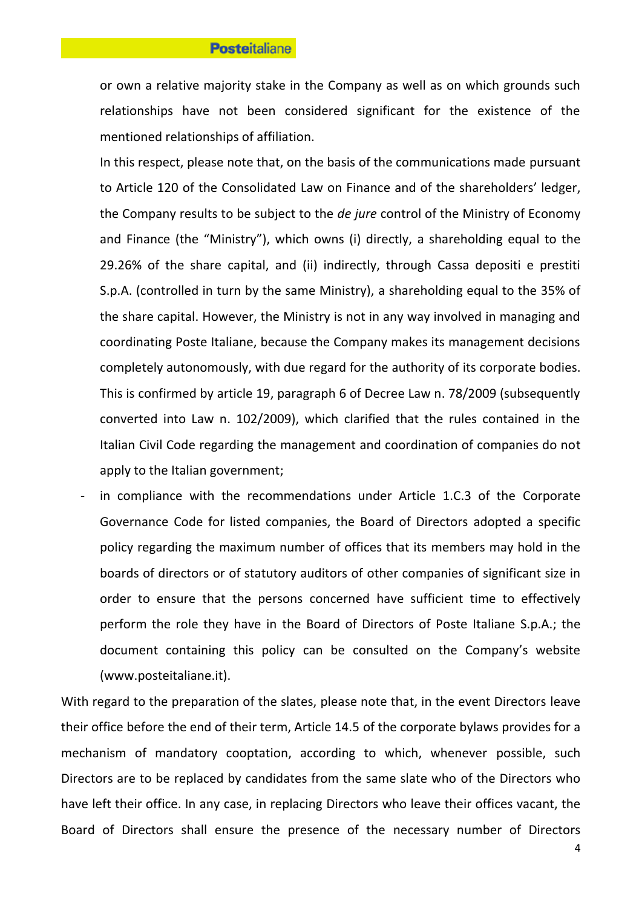or own a relative majority stake in the Company as well as on which grounds such relationships have not been considered significant for the existence of the mentioned relationships of affiliation.

In this respect, please note that, on the basis of the communications made pursuant to Article 120 of the Consolidated Law on Finance and of the shareholders' ledger, the Company results to be subject to the *de jure* control of the Ministry of Economy and Finance (the "Ministry"), which owns (i) directly, a shareholding equal to the 29.26% of the share capital, and (ii) indirectly, through Cassa depositi e prestiti S.p.A. (controlled in turn by the same Ministry), a shareholding equal to the 35% of the share capital. However, the Ministry is not in any way involved in managing and coordinating Poste Italiane, because the Company makes its management decisions completely autonomously, with due regard for the authority of its corporate bodies. This is confirmed by article 19, paragraph 6 of Decree Law n. 78/2009 (subsequently converted into Law n. 102/2009), which clarified that the rules contained in the Italian Civil Code regarding the management and coordination of companies do not apply to the Italian government;

- in compliance with the recommendations under Article 1.C.3 of the Corporate Governance Code for listed companies, the Board of Directors adopted a specific policy regarding the maximum number of offices that its members may hold in the boards of directors or of statutory auditors of other companies of significant size in order to ensure that the persons concerned have sufficient time to effectively perform the role they have in the Board of Directors of Poste Italiane S.p.A.; the document containing this policy can be consulted on the Company's website (www.posteitaliane.it).

With regard to the preparation of the slates, please note that, in the event Directors leave their office before the end of their term, Article 14.5 of the corporate bylaws provides for a mechanism of mandatory cooptation, according to which, whenever possible, such Directors are to be replaced by candidates from the same slate who of the Directors who have left their office. In any case, in replacing Directors who leave their offices vacant, the Board of Directors shall ensure the presence of the necessary number of Directors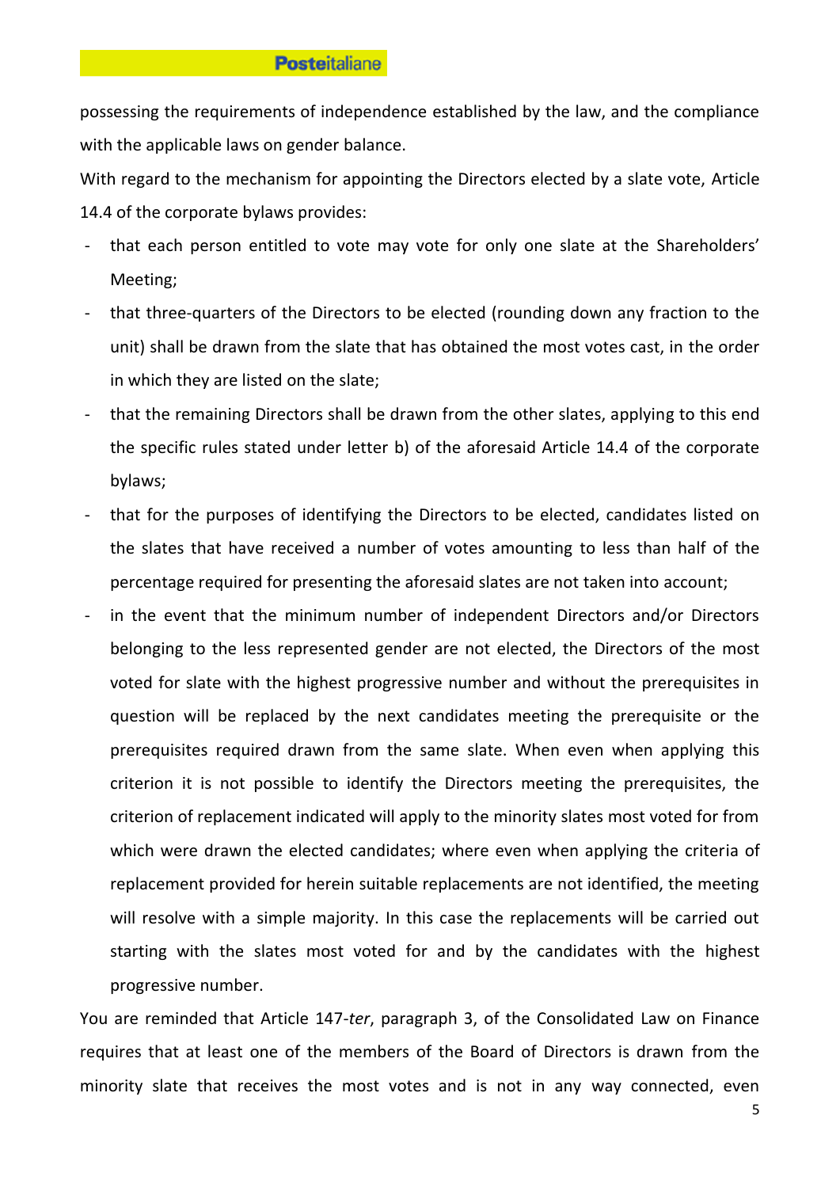possessing the requirements of independence established by the law, and the compliance with the applicable laws on gender balance.

With regard to the mechanism for appointing the Directors elected by a slate vote, Article 14.4 of the corporate bylaws provides:

- that each person entitled to vote may vote for only one slate at the Shareholders' Meeting;
- that three-quarters of the Directors to be elected (rounding down any fraction to the unit) shall be drawn from the slate that has obtained the most votes cast, in the order in which they are listed on the slate;
- that the remaining Directors shall be drawn from the other slates, applying to this end the specific rules stated under letter b) of the aforesaid Article 14.4 of the corporate bylaws;
- that for the purposes of identifying the Directors to be elected, candidates listed on the slates that have received a number of votes amounting to less than half of the percentage required for presenting the aforesaid slates are not taken into account;
- in the event that the minimum number of independent Directors and/or Directors belonging to the less represented gender are not elected, the Directors of the most voted for slate with the highest progressive number and without the prerequisites in question will be replaced by the next candidates meeting the prerequisite or the prerequisites required drawn from the same slate. When even when applying this criterion it is not possible to identify the Directors meeting the prerequisites, the criterion of replacement indicated will apply to the minority slates most voted for from which were drawn the elected candidates; where even when applying the criteria of replacement provided for herein suitable replacements are not identified, the meeting will resolve with a simple majority. In this case the replacements will be carried out starting with the slates most voted for and by the candidates with the highest progressive number.

You are reminded that Article 147-*ter*, paragraph 3, of the Consolidated Law on Finance requires that at least one of the members of the Board of Directors is drawn from the minority slate that receives the most votes and is not in any way connected, even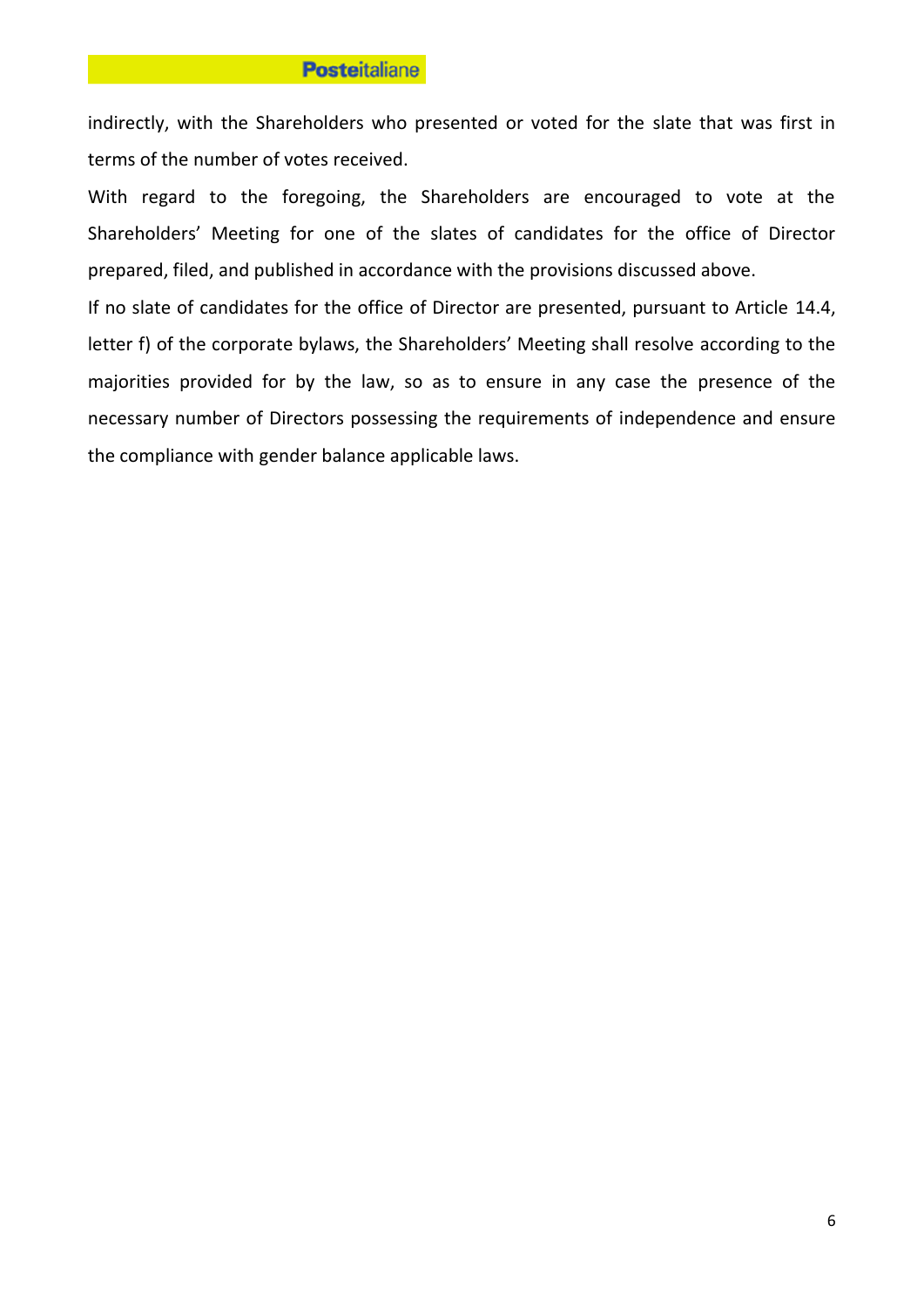indirectly, with the Shareholders who presented or voted for the slate that was first in terms of the number of votes received.

With regard to the foregoing, the Shareholders are encouraged to vote at the Shareholders' Meeting for one of the slates of candidates for the office of Director prepared, filed, and published in accordance with the provisions discussed above.

If no slate of candidates for the office of Director are presented, pursuant to Article 14.4, letter f) of the corporate bylaws, the Shareholders' Meeting shall resolve according to the majorities provided for by the law, so as to ensure in any case the presence of the necessary number of Directors possessing the requirements of independence and ensure the compliance with gender balance applicable laws.